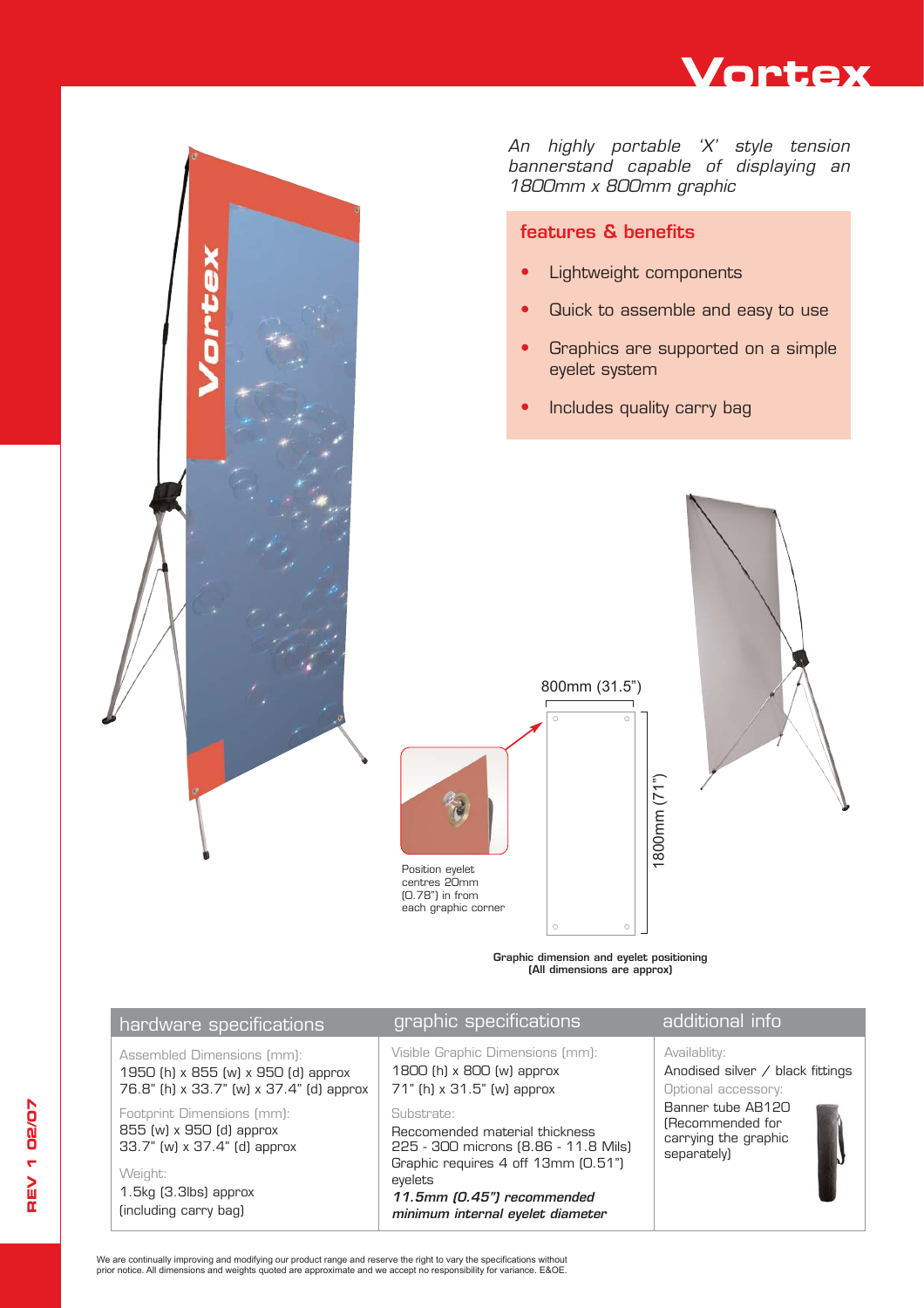# Vortex

*An highly portable 'X' style tension bannerstand capable of displaying an 1800mm x 800mm graphic*

## features & benefits

- Lightweight components
- Quick to assemble and easy to use
- Graphics are supported on a simple eyelet system
- Includes quality carry bag

800mm (31.5")

1800mm (71")

Position eyelet centres 20mm (0.78") in from each graphic corner

**Graphic dimension and eyelet positioning (All dimensions are approx)**

## hardware specifications

Assembled Dimensions (mm):
1950 (h) x 855 (w) x 950 (d) approx
76.8" (h) x 33.7" (w) x 37.4" (d) approx

Footprint Dimensions (mm):
855 (w) x 950 (d) approx
33.7" (w) x 37.4" (d) approx

Weight:
1.5kg (3.3lbs) approx
(including carry bag)

## graphic specifications

Visible Graphic Dimensions (mm):
1800 (h) x 800 (w) approx
71" (h) x 31.5" (w) approx

Substrate:
Reccomended material thickness
225 - 300 microns (8.86 - 11.8 Mils)
Graphic requires 4 off 13mm (0.51") eyelets
***11.5mm (0.45") recommended minimum internal eyelet diameter***

## additional info

Availablity:
Anodised silver / black fittings

Optional accessory:
Banner tube AB120 (Recommended for carrying the graphic separately)

REV 1 02/07

We are continually improving and modifying our product range and reserve the right to vary the specifications without prior notice. All dimensions and weights quoted are approximate and we accept no responsibility for variance. E&OE.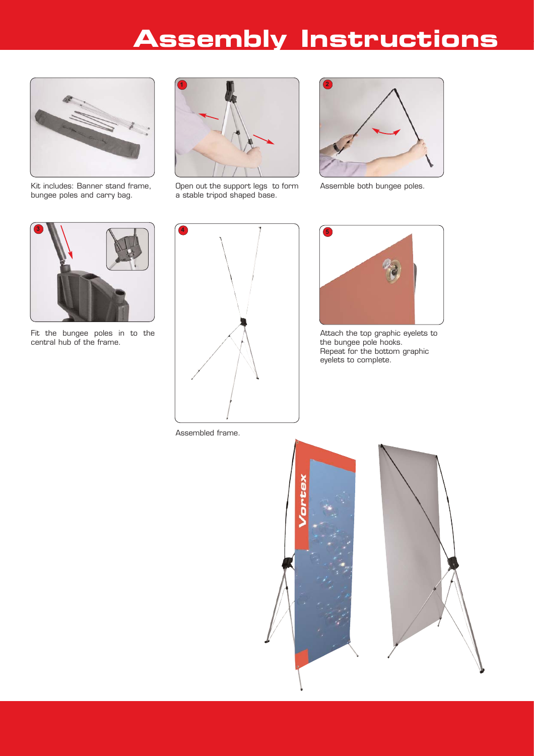# Assembly Instructions

Kit includes: Banner stand frame, bungee poles and carry bag.

1. Open out the support legs to form a stable tripod shaped base.

2. Assemble both bungee poles.

3. Fit the bungee poles in to the central hub of the frame.

4. Assembled frame.

5. Attach the top graphic eyelets to the bungee pole hooks.
Repeat for the bottom graphic eyelets to complete.